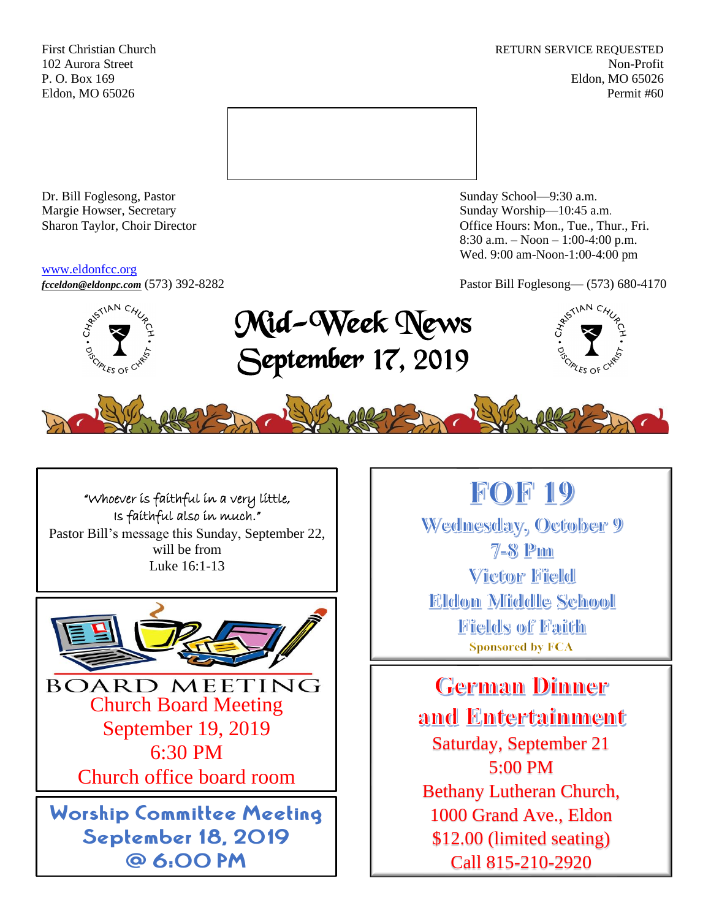First Christian Church
102 Aurora Street
P. O. Box 169
Eldon, MO 65026

RETURN SERVICE REQUESTED
Non-Profit
Eldon, MO 65026
Permit #60

Dr. Bill Foglesong, Pastor
Margie Howser, Secretary
Sharon Taylor, Choir Director

Sunday School—9:30 a.m.
Sunday Worship—10:45 a.m.
Office Hours: Mon., Tue., Thur., Fri.
8:30 a.m. – Noon – 1:00-4:00 p.m.
Wed. 9:00 am-Noon-1:00-4:00 pm

www.eldonfcc.org
***fcceldon@eldonpc.com*** (573) 392-8282

Pastor Bill Foglesong— (573) 680-4170

# Mid-Week News
# September 17, 2019

"Whoever is faithful in a very little,
Is faithful also in much."
Pastor Bill's message this Sunday, September 22, will be from
Luke 16:1-13

**BOARD MEETING**

Church Board Meeting
September 19, 2019
6:30 PM
Church office board room

**Worship Committee Meeting**
**September 18, 2019**
**@ 6:00 PM**

## FOF 19

**Wednesday, October 9**
**7-8 Pm**
**Victor Field**
**Eldon Middle School**
**Fields of Faith**
Sponsored by FCA

## German Dinner and Entertainment

Saturday, September 21
5:00 PM
Bethany Lutheran Church,
1000 Grand Ave., Eldon
$12.00 (limited seating)
Call 815-210-2920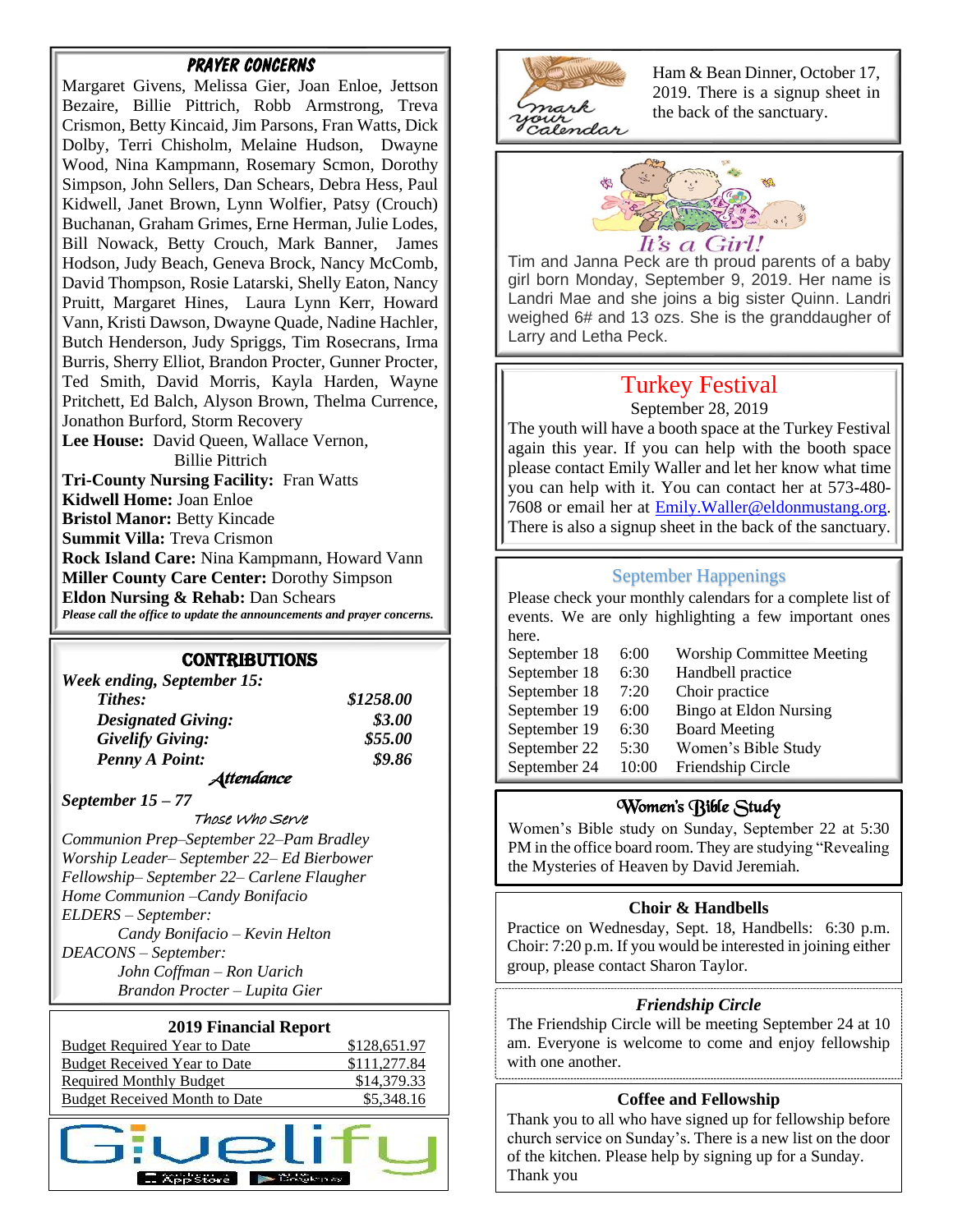## PRAYER CONCERNS

Margaret Givens, Melissa Gier, Joan Enloe, Jettson Bezaire, Billie Pittrich, Robb Armstrong, Treva Crismon, Betty Kincaid, Jim Parsons, Fran Watts, Dick Dolby, Terri Chisholm, Melaine Hudson, Dwayne Wood, Nina Kampmann, Rosemary Scmon, Dorothy Simpson, John Sellers, Dan Schears, Debra Hess, Paul Kidwell, Janet Brown, Lynn Wolfier, Patsy (Crouch) Buchanan, Graham Grimes, Erne Herman, Julie Lodes, Bill Nowack, Betty Crouch, Mark Banner, James Hodson, Judy Beach, Geneva Brock, Nancy McComb, David Thompson, Rosie Latarski, Shelly Eaton, Nancy Pruitt, Margaret Hines, Laura Lynn Kerr, Howard Vann, Kristi Dawson, Dwayne Quade, Nadine Hachler, Butch Henderson, Judy Spriggs, Tim Rosecrans, Irma Burris, Sherry Elliot, Brandon Procter, Gunner Procter, Ted Smith, David Morris, Kayla Harden, Wayne Pritchett, Ed Balch, Alyson Brown, Thelma Currence, Jonathon Burford, Storm Recovery

**Lee House:** David Queen, Wallace Vernon, Billie Pittrich
**Tri-County Nursing Facility:** Fran Watts
**Kidwell Home:** Joan Enloe
**Bristol Manor:** Betty Kincade
**Summit Villa:** Treva Crismon
**Rock Island Care:** Nina Kampmann, Howard Vann
**Miller County Care Center:** Dorothy Simpson
**Eldon Nursing & Rehab:** Dan Schears

***Please call the office to update the announcements and prayer concerns.***

## CONTRIBUTIONS

***Week ending, September 15:***

| | |
|---|---|
| ***Tithes:*** | ***$1258.00*** |
| ***Designated Giving:*** | ***$3.00*** |
| ***Givelify Giving:*** | ***$55.00*** |
| ***Penny A Point:*** | ***$9.86*** |

### *Attendance*

***September 15 – 77***

### *Those Who Serve*

*Communion Prep–September 22–Pam Bradley*
*Worship Leader– September 22– Ed Bierbower*
*Fellowship– September 22– Carlene Flaugher*
*Home Communion –Candy Bonifacio*
*ELDERS – September:*
*Candy Bonifacio – Kevin Helton*
*DEACONS – September:*
*John Coffman – Ron Uarich*
*Brandon Procter – Lupita Gier*

### 2019 Financial Report

| | |
|---|---|
| Budget Required Year to Date | $128,651.97 |
| Budget Received Year to Date | $111,277.84 |
| Required Monthly Budget | $14,379.33 |
| Budget Received Month to Date | $5,348.16 |

Givelify

mark your Calendar

Ham & Bean Dinner, October 17, 2019. There is a signup sheet in the back of the sanctuary.

## It's a Girl!

Tim and Janna Peck are th proud parents of a baby girl born Monday, September 9, 2019. Her name is Landri Mae and she joins a big sister Quinn. Landri weighed 6# and 13 ozs. She is the granddaugher of Larry and Letha Peck.

## Turkey Festival

September 28, 2019

The youth will have a booth space at the Turkey Festival again this year. If you can help with the booth space please contact Emily Waller and let her know what time you can help with it. You can contact her at 573-480-7608 or email her at Emily.Waller@eldonmustang.org. There is also a signup sheet in the back of the sanctuary.

## September Happenings

Please check your monthly calendars for a complete list of events. We are only highlighting a few important ones here.

| | | |
|---|---|---|
| September 18 | 6:00 | Worship Committee Meeting |
| September 18 | 6:30 | Handbell practice |
| September 18 | 7:20 | Choir practice |
| September 19 | 6:00 | Bingo at Eldon Nursing |
| September 19 | 6:30 | Board Meeting |
| September 22 | 5:30 | Women's Bible Study |
| September 24 | 10:00 | Friendship Circle |

## Women's Bible Study

Women's Bible study on Sunday, September 22 at 5:30 PM in the office board room. They are studying "Revealing the Mysteries of Heaven by David Jeremiah.

## Choir & Handbells

Practice on Wednesday, Sept. 18, Handbells: 6:30 p.m. Choir: 7:20 p.m. If you would be interested in joining either group, please contact Sharon Taylor.

## *Friendship Circle*

The Friendship Circle will be meeting September 24 at 10 am. Everyone is welcome to come and enjoy fellowship with one another.

## Coffee and Fellowship

Thank you to all who have signed up for fellowship before church service on Sunday's. There is a new list on the door of the kitchen. Please help by signing up for a Sunday.
Thank you